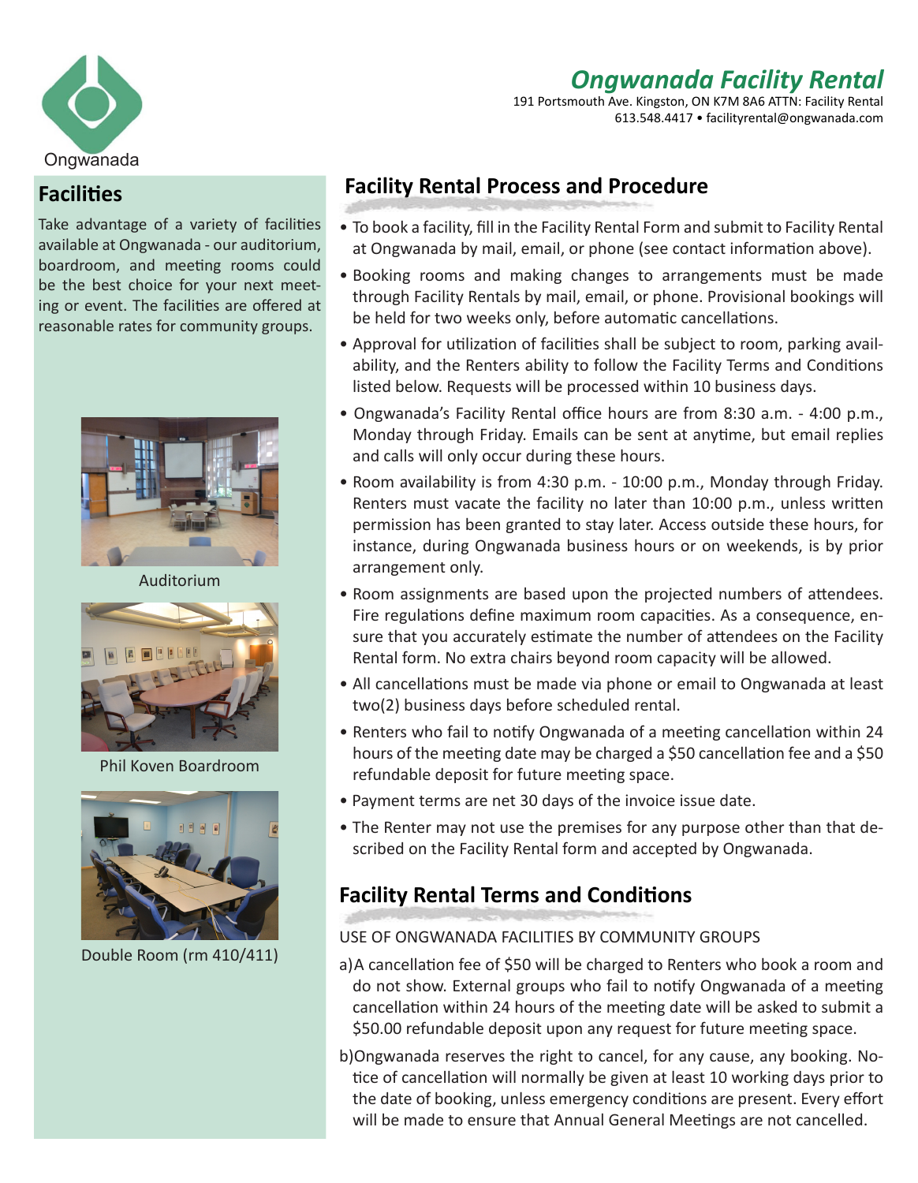Ongwanada

# *Ongwanada Facility Rental*

191 Portsmouth Ave. Kingston, ON K7M 8A6 ATTN: Facility Rental
613.548.4417 • facilityrental@ongwanada.com

## Facilities

Take advantage of a variety of facilities available at Ongwanada - our auditorium, boardroom, and meeting rooms could be the best choice for your next meeting or event. The facilities are offered at reasonable rates for community groups.

Auditorium

Phil Koven Boardroom

Double Room (rm 410/411)

## Facility Rental Process and Procedure

- To book a facility, fill in the Facility Rental Form and submit to Facility Rental at Ongwanada by mail, email, or phone (see contact information above).
- Booking rooms and making changes to arrangements must be made through Facility Rentals by mail, email, or phone. Provisional bookings will be held for two weeks only, before automatic cancellations.
- Approval for utilization of facilities shall be subject to room, parking availability, and the Renters ability to follow the Facility Terms and Conditions listed below. Requests will be processed within 10 business days.
- Ongwanada's Facility Rental office hours are from 8:30 a.m. - 4:00 p.m., Monday through Friday. Emails can be sent at anytime, but email replies and calls will only occur during these hours.
- Room availability is from 4:30 p.m. - 10:00 p.m., Monday through Friday. Renters must vacate the facility no later than 10:00 p.m., unless written permission has been granted to stay later. Access outside these hours, for instance, during Ongwanada business hours or on weekends, is by prior arrangement only.
- Room assignments are based upon the projected numbers of attendees. Fire regulations define maximum room capacities. As a consequence, ensure that you accurately estimate the number of attendees on the Facility Rental form. No extra chairs beyond room capacity will be allowed.
- All cancellations must be made via phone or email to Ongwanada at least two(2) business days before scheduled rental.
- Renters who fail to notify Ongwanada of a meeting cancellation within 24 hours of the meeting date may be charged a $50 cancellation fee and a $50 refundable deposit for future meeting space.
- Payment terms are net 30 days of the invoice issue date.
- The Renter may not use the premises for any purpose other than that described on the Facility Rental form and accepted by Ongwanada.

## Facility Rental Terms and Conditions

USE OF ONGWANADA FACILITIES BY COMMUNITY GROUPS

a) A cancellation fee of $50 will be charged to Renters who book a room and do not show. External groups who fail to notify Ongwanada of a meeting cancellation within 24 hours of the meeting date will be asked to submit a $50.00 refundable deposit upon any request for future meeting space.

b) Ongwanada reserves the right to cancel, for any cause, any booking. Notice of cancellation will normally be given at least 10 working days prior to the date of booking, unless emergency conditions are present. Every effort will be made to ensure that Annual General Meetings are not cancelled.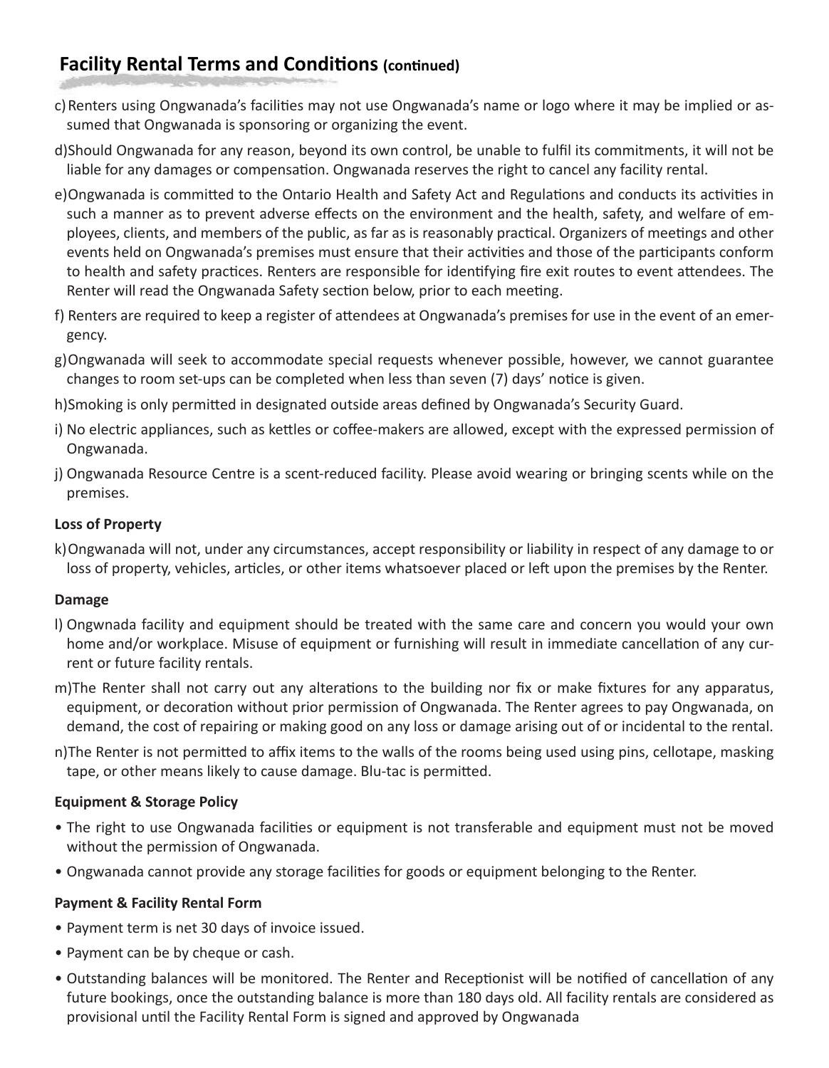## Facility Rental Terms and Conditions (continued)

c) Renters using Ongwanada's facilities may not use Ongwanada's name or logo where it may be implied or assumed that Ongwanada is sponsoring or organizing the event.

d) Should Ongwanada for any reason, beyond its own control, be unable to fulfil its commitments, it will not be liable for any damages or compensation. Ongwanada reserves the right to cancel any facility rental.

e) Ongwanada is committed to the Ontario Health and Safety Act and Regulations and conducts its activities in such a manner as to prevent adverse effects on the environment and the health, safety, and welfare of employees, clients, and members of the public, as far as is reasonably practical. Organizers of meetings and other events held on Ongwanada's premises must ensure that their activities and those of the participants conform to health and safety practices. Renters are responsible for identifying fire exit routes to event attendees. The Renter will read the Ongwanada Safety section below, prior to each meeting.

f) Renters are required to keep a register of attendees at Ongwanada's premises for use in the event of an emergency.

g) Ongwanada will seek to accommodate special requests whenever possible, however, we cannot guarantee changes to room set-ups can be completed when less than seven (7) days' notice is given.

h) Smoking is only permitted in designated outside areas defined by Ongwanada's Security Guard.

i) No electric appliances, such as kettles or coffee-makers are allowed, except with the expressed permission of Ongwanada.

j) Ongwanada Resource Centre is a scent-reduced facility. Please avoid wearing or bringing scents while on the premises.

**Loss of Property**

k) Ongwanada will not, under any circumstances, accept responsibility or liability in respect of any damage to or loss of property, vehicles, articles, or other items whatsoever placed or left upon the premises by the Renter.

**Damage**

l) Ongwnada facility and equipment should be treated with the same care and concern you would your own home and/or workplace. Misuse of equipment or furnishing will result in immediate cancellation of any current or future facility rentals.

m) The Renter shall not carry out any alterations to the building nor fix or make fixtures for any apparatus, equipment, or decoration without prior permission of Ongwanada. The Renter agrees to pay Ongwanada, on demand, the cost of repairing or making good on any loss or damage arising out of or incidental to the rental.

n) The Renter is not permitted to affix items to the walls of the rooms being used using pins, cellotape, masking tape, or other means likely to cause damage. Blu-tac is permitted.

**Equipment & Storage Policy**

- The right to use Ongwanada facilities or equipment is not transferable and equipment must not be moved without the permission of Ongwanada.
- Ongwanada cannot provide any storage facilities for goods or equipment belonging to the Renter.

**Payment & Facility Rental Form**

- Payment term is net 30 days of invoice issued.
- Payment can be by cheque or cash.
- Outstanding balances will be monitored. The Renter and Receptionist will be notified of cancellation of any future bookings, once the outstanding balance is more than 180 days old. All facility rentals are considered as provisional until the Facility Rental Form is signed and approved by Ongwanada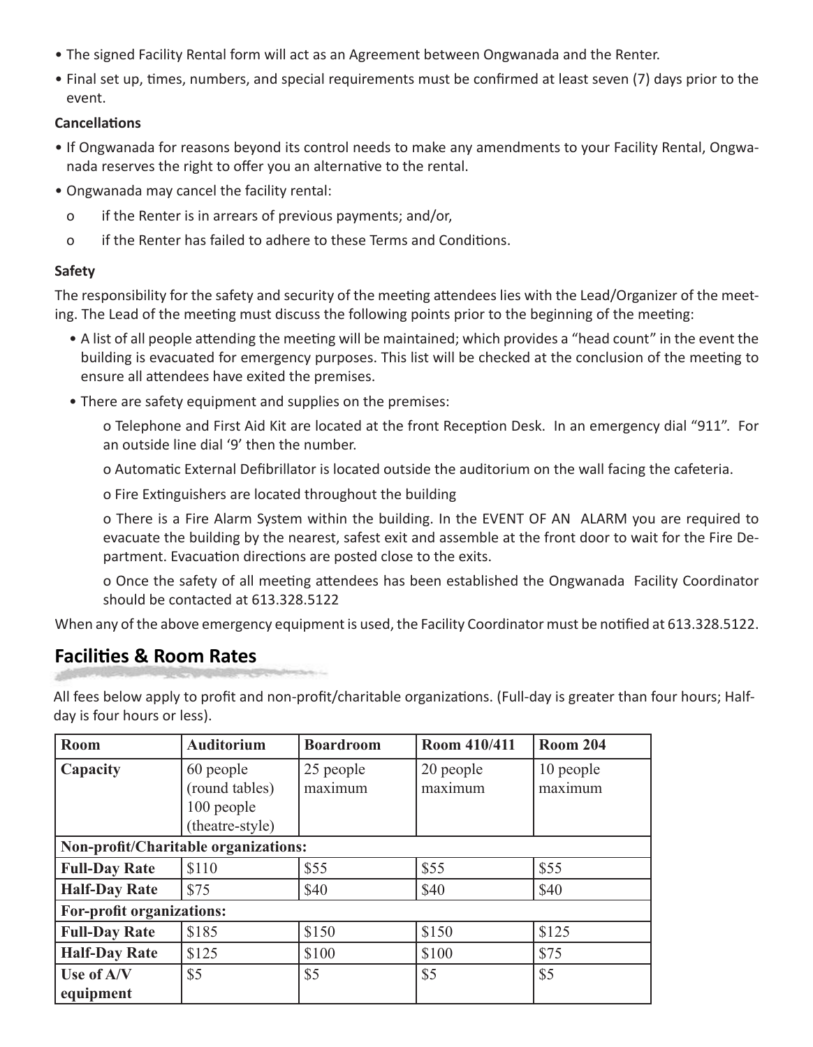- The signed Facility Rental form will act as an Agreement between Ongwanada and the Renter.
- Final set up, times, numbers, and special requirements must be confirmed at least seven (7) days prior to the event.

**Cancellations**

- If Ongwanada for reasons beyond its control needs to make any amendments to your Facility Rental, Ongwanada reserves the right to offer you an alternative to the rental.
- Ongwanada may cancel the facility rental:
  - o if the Renter is in arrears of previous payments; and/or,
  - o if the Renter has failed to adhere to these Terms and Conditions.

**Safety**

The responsibility for the safety and security of the meeting attendees lies with the Lead/Organizer of the meeting. The Lead of the meeting must discuss the following points prior to the beginning of the meeting:

- A list of all people attending the meeting will be maintained; which provides a "head count" in the event the building is evacuated for emergency purposes. This list will be checked at the conclusion of the meeting to ensure all attendees have exited the premises.
- There are safety equipment and supplies on the premises:

  o Telephone and First Aid Kit are located at the front Reception Desk. In an emergency dial "911". For an outside line dial '9' then the number.

  o Automatic External Defibrillator is located outside the auditorium on the wall facing the cafeteria.

  o Fire Extinguishers are located throughout the building

  o There is a Fire Alarm System within the building. In the EVENT OF AN ALARM you are required to evacuate the building by the nearest, safest exit and assemble at the front door to wait for the Fire Department. Evacuation directions are posted close to the exits.

  o Once the safety of all meeting attendees has been established the Ongwanada Facility Coordinator should be contacted at 613.328.5122

When any of the above emergency equipment is used, the Facility Coordinator must be notified at 613.328.5122.

## Facilities & Room Rates

All fees below apply to profit and non-profit/charitable organizations. (Full-day is greater than four hours; Half-day is four hours or less).

| **Room** | **Auditorium** | **Boardroom** | **Room 410/411** | **Room 204** |
|---|---|---|---|---|
| **Capacity** | 60 people (round tables) 100 people (theatre-style) | 25 people maximum | 20 people maximum | 10 people maximum |
| **Non-profit/Charitable organizations:** | | | | |
| **Full-Day Rate** | $110 | $55 | $55 | $55 |
| **Half-Day Rate** | $75 | $40 | $40 | $40 |
| **For-profit organizations:** | | | | |
| **Full-Day Rate** | $185 | $150 | $150 | $125 |
| **Half-Day Rate** | $125 | $100 | $100 | $75 |
| **Use of A/V equipment** | $5 | $5 | $5 | $5 |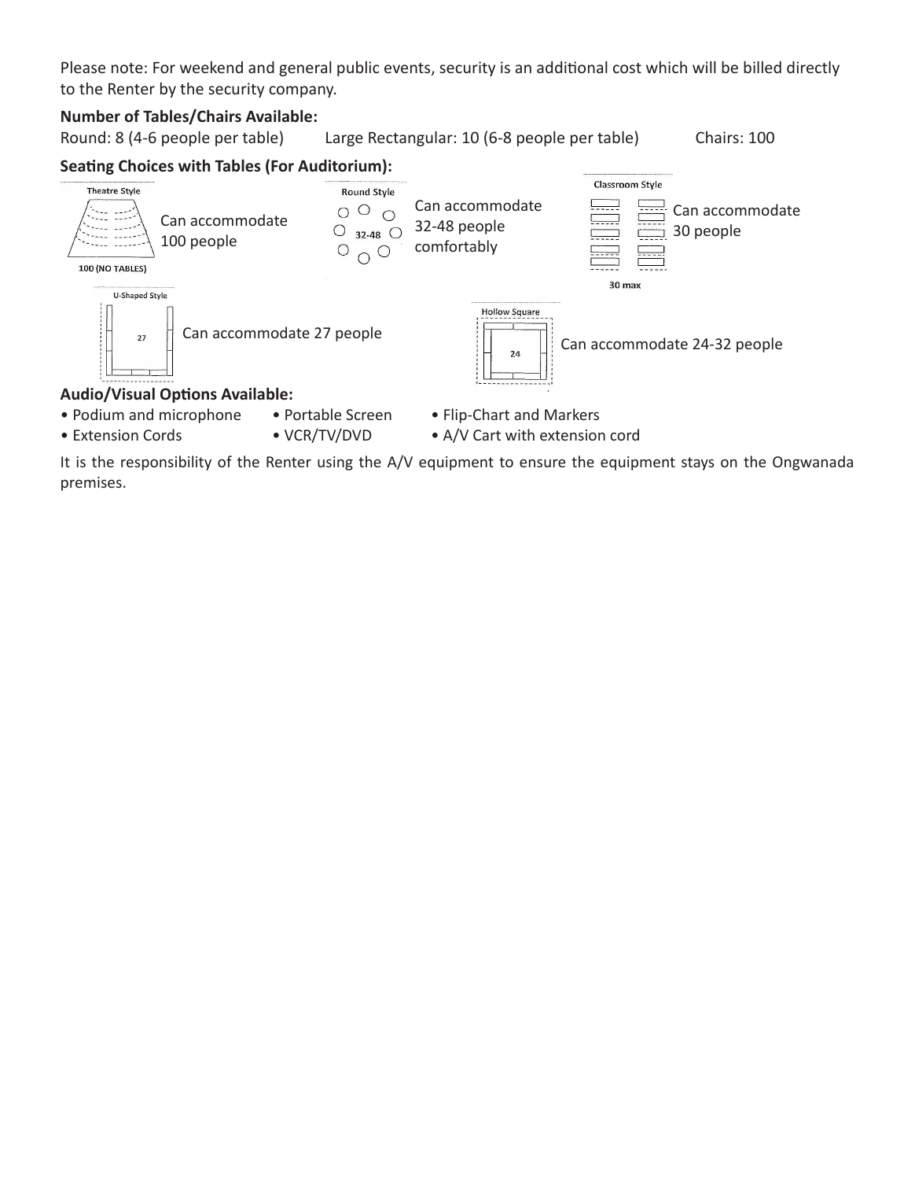Please note: For weekend and general public events, security is an additional cost which will be billed directly to the Renter by the security company.

**Number of Tables/Chairs Available:**

Round: 8 (4-6 people per table)    Large Rectangular: 10 (6-8 people per table)    Chairs: 100

**Seating Choices with Tables (For Auditorium):**

Theatre Style

100 (NO TABLES)

Can accommodate 100 people

Round Style

32-48

Can accommodate 32-48 people comfortably

Classroom Style

30 max

Can accommodate 30 people

U-Shaped Style

27

Can accommodate 27 people

Hollow Square

24

Can accommodate 24-32 people

**Audio/Visual Options Available:**

- Podium and microphone
- Portable Screen
- Flip-Chart and Markers
- Extension Cords
- VCR/TV/DVD
- A/V Cart with extension cord

It is the responsibility of the Renter using the A/V equipment to ensure the equipment stays on the Ongwanada premises.